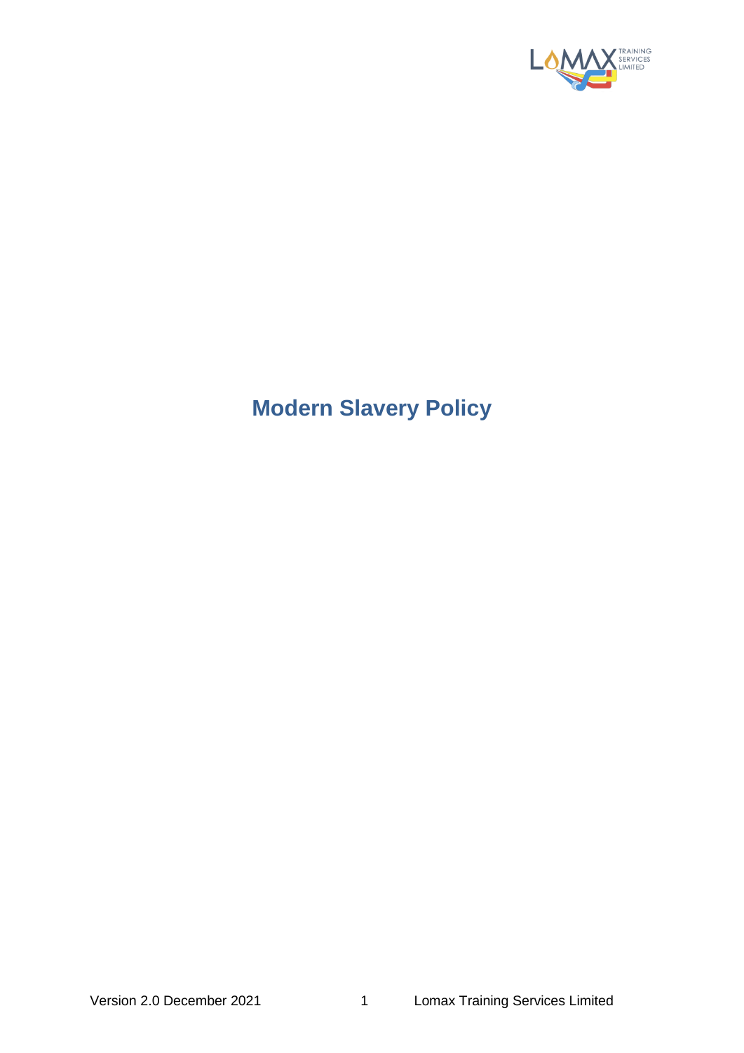# Modern Slavery Policy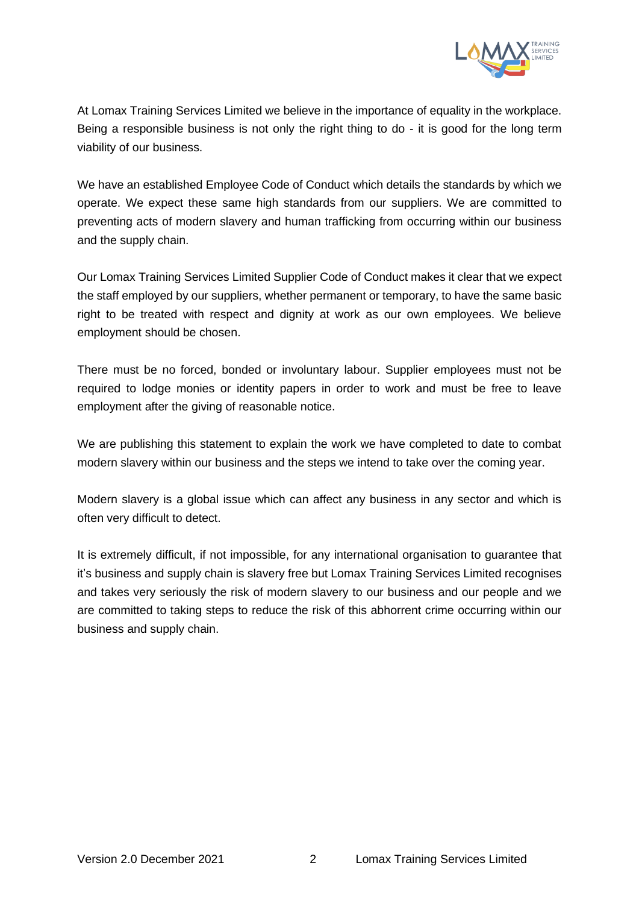At Lomax Training Services Limited we believe in the importance of equality in the workplace. Being a responsible business is not only the right thing to do - it is good for the long term viability of our business.

We have an established Employee Code of Conduct which details the standards by which we operate. We expect these same high standards from our suppliers. We are committed to preventing acts of modern slavery and human trafficking from occurring within our business and the supply chain.

Our Lomax Training Services Limited Supplier Code of Conduct makes it clear that we expect the staff employed by our suppliers, whether permanent or temporary, to have the same basic right to be treated with respect and dignity at work as our own employees. We believe employment should be chosen.

There must be no forced, bonded or involuntary labour. Supplier employees must not be required to lodge monies or identity papers in order to work and must be free to leave employment after the giving of reasonable notice.

We are publishing this statement to explain the work we have completed to date to combat modern slavery within our business and the steps we intend to take over the coming year.

Modern slavery is a global issue which can affect any business in any sector and which is often very difficult to detect.

It is extremely difficult, if not impossible, for any international organisation to guarantee that it's business and supply chain is slavery free but Lomax Training Services Limited recognises and takes very seriously the risk of modern slavery to our business and our people and we are committed to taking steps to reduce the risk of this abhorrent crime occurring within our business and supply chain.